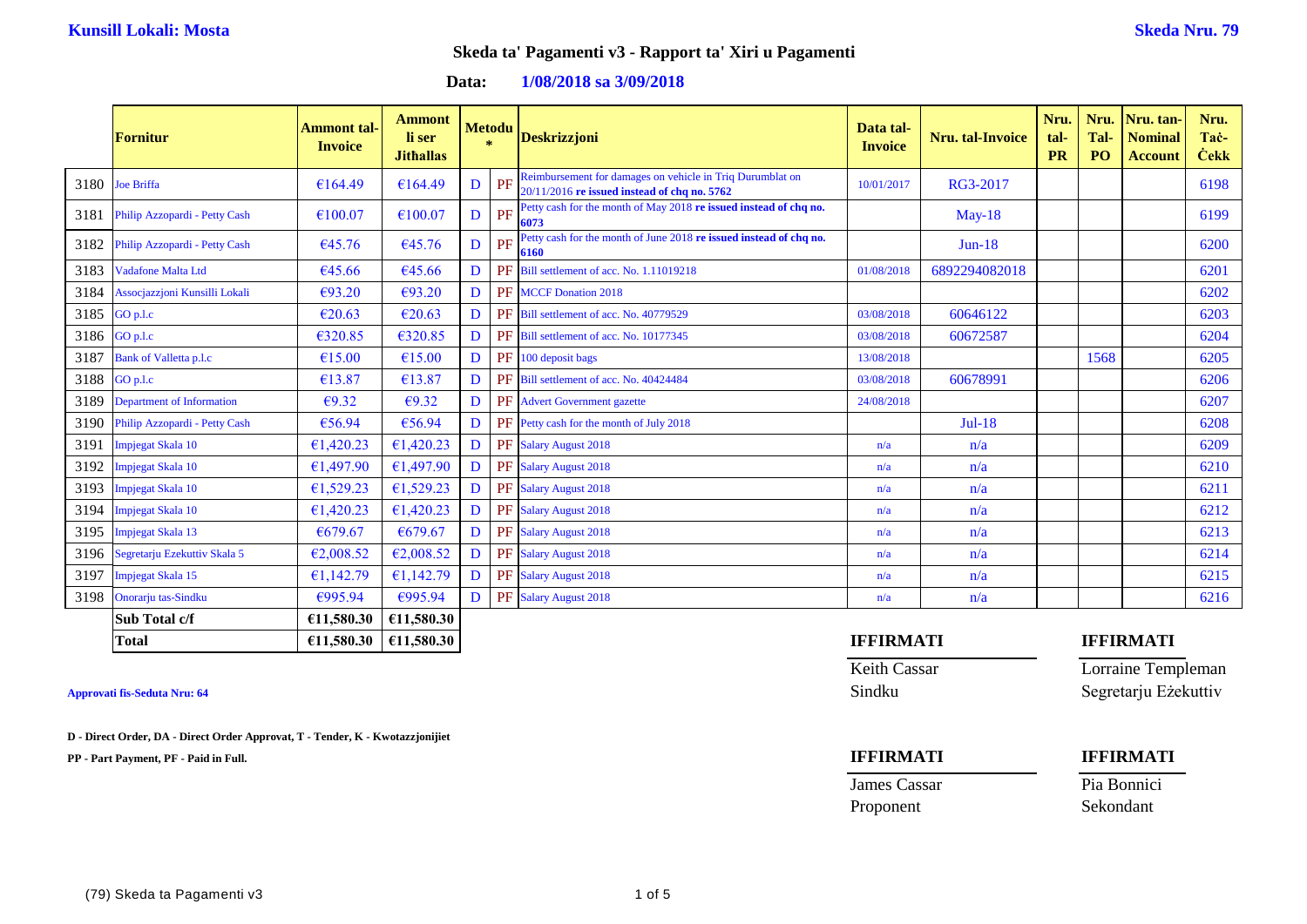**Kunsill Lokali: Mosta**

**Skeda Nru. 79**

## Skeda ta' Pagamenti v3 - Rapport ta' Xiri u Pagamenti

**Data: 1/08/2018 sa 3/09/2018**

| | Fornitur | Ammont tal-Invoice | Ammont li ser Jitħallas | Metodu * | | Deskrizzjoni | Data tal-Invoice | Nru. tal-Invoice | Nru. tal-PR | Nru. Tal-PO | Nru. tan-Nominal Account | Nru. Taċ-Ċekk |
|---|---|---|---|---|---|---|---|---|---|---|---|---|
| 3180 | Joe Briffa | €164.49 | €164.49 | D | PF | Reimbursement for damages on vehicle in Triq Durumblat on 20/11/2016 **re issued instead of chq no. 5762** | 10/01/2017 | RG3-2017 | | | | 6198 |
| 3181 | Philip Azzopardi - Petty Cash | €100.07 | €100.07 | D | PF | Petty cash for the month of May 2018 **re issued instead of chq no. 6073** | | May-18 | | | | 6199 |
| 3182 | Philip Azzopardi - Petty Cash | €45.76 | €45.76 | D | PF | Petty cash for the month of June 2018 **re issued instead of chq no. 6160** | | Jun-18 | | | | 6200 |
| 3183 | Vadafone Malta Ltd | €45.66 | €45.66 | D | PF | Bill settlement of acc. No. 1.11019218 | 01/08/2018 | 6892294082018 | | | | 6201 |
| 3184 | Assocjazzjoni Kunsilli Lokali | €93.20 | €93.20 | D | PF | MCCF Donation 2018 | | | | | | 6202 |
| 3185 | GO p.l.c | €20.63 | €20.63 | D | PF | Bill settlement of acc. No. 40779529 | 03/08/2018 | 60646122 | | | | 6203 |
| 3186 | GO p.l.c | €320.85 | €320.85 | D | PF | Bill settlement of acc. No. 10177345 | 03/08/2018 | 60672587 | | | | 6204 |
| 3187 | Bank of Valletta p.l.c | €15.00 | €15.00 | D | PF | 100 deposit bags | 13/08/2018 | | | 1568 | | 6205 |
| 3188 | GO p.l.c | €13.87 | €13.87 | D | PF | Bill settlement of acc. No. 40424484 | 03/08/2018 | 60678991 | | | | 6206 |
| 3189 | Department of Information | €9.32 | €9.32 | D | PF | Advert Government gazette | 24/08/2018 | | | | | 6207 |
| 3190 | Philip Azzopardi - Petty Cash | €56.94 | €56.94 | D | PF | Petty cash for the month of July 2018 | | Jul-18 | | | | 6208 |
| 3191 | Impjegat Skala 10 | €1,420.23 | €1,420.23 | D | PF | Salary August 2018 | n/a | n/a | | | | 6209 |
| 3192 | Impjegat Skala 10 | €1,497.90 | €1,497.90 | D | PF | Salary August 2018 | n/a | n/a | | | | 6210 |
| 3193 | Impjegat Skala 10 | €1,529.23 | €1,529.23 | D | PF | Salary August 2018 | n/a | n/a | | | | 6211 |
| 3194 | Impjegat Skala 10 | €1,420.23 | €1,420.23 | D | PF | Salary August 2018 | n/a | n/a | | | | 6212 |
| 3195 | Impjegat Skala 13 | €679.67 | €679.67 | D | PF | Salary August 2018 | n/a | n/a | | | | 6213 |
| 3196 | Segretarju Ezekuttiv Skala 5 | €2,008.52 | €2,008.52 | D | PF | Salary August 2018 | n/a | n/a | | | | 6214 |
| 3197 | Impjegat Skala 15 | €1,142.79 | €1,142.79 | D | PF | Salary August 2018 | n/a | n/a | | | | 6215 |
| 3198 | Onorarju tas-Sindku | €995.94 | €995.94 | D | PF | Salary August 2018 | n/a | n/a | | | | 6216 |
| | **Sub Total c/f** | **€11,580.30** | **€11,580.30** | | | | | | | | | |
| | **Total** | **€11,580.30** | **€11,580.30** | | | | | | | | | |

**Approvati fis-Seduta Nru: 64**

**D - Direct Order, DA - Direct Order Approvat, T - Tender, K - Kwotazzjonijiet**

**PP - Part Payment, PF - Paid in Full.**

| **IFFIRMATI** | **IFFIRMATI** |
|---|---|
| Keith Cassar | Lorraine Templeman |
| Sindku | Segretarju Eżekuttiv |

| **IFFIRMATI** | **IFFIRMATI** |
|---|---|
| James Cassar | Pia Bonnici |
| Proponent | Sekondant |

(79) Skeda ta Pagamenti v3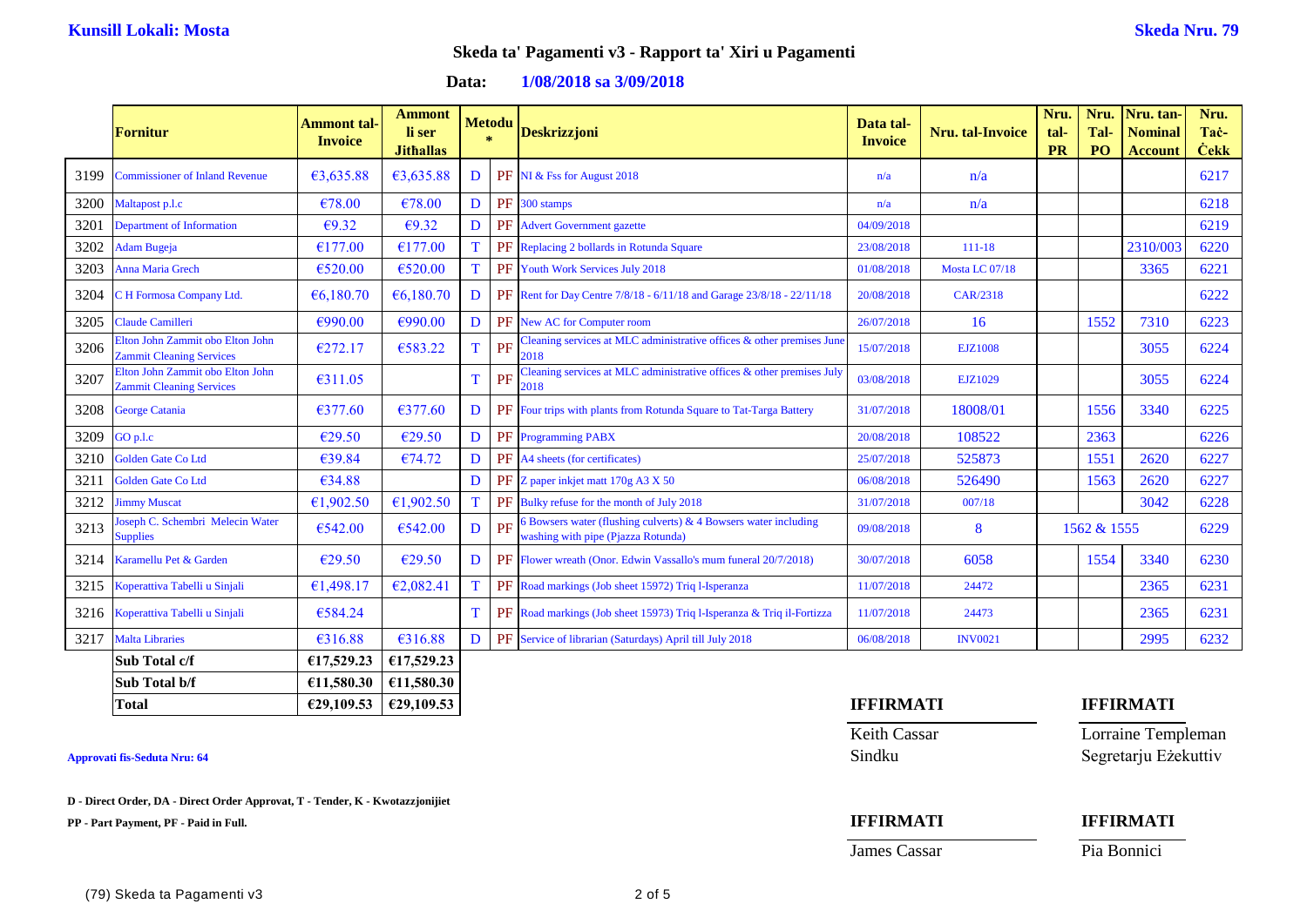**Kunsill Lokali: Mosta** **Skeda Nru. 79**

## Skeda ta' Pagamenti v3 - Rapport ta' Xiri u Pagamenti

**Data: 1/08/2018 sa 3/09/2018**

| | Fornitur | Ammont tal-Invoice | Ammont li ser Jithallas | Metodu * | | Deskrizzjoni | Data tal-Invoice | Nru. tal-Invoice | Nru. tal-PR | Nru. Tal-PO | Nru. tan-Nominal Account | Nru. Taċ-Ċekk |
|---|---|---|---|---|---|---|---|---|---|---|---|---|
| 3199 | Commissioner of Inland Revenue | €3,635.88 | €3,635.88 | D | PF | NI & Fss for August 2018 | n/a | n/a | | | | 6217 |
| 3200 | Maltapost p.l.c | €78.00 | €78.00 | D | PF | 300 stamps | n/a | n/a | | | | 6218 |
| 3201 | Department of Information | €9.32 | €9.32 | D | PF | Advert Government gazette | 04/09/2018 | | | | | 6219 |
| 3202 | Adam Bugeja | €177.00 | €177.00 | T | PF | Replacing 2 bollards in Rotunda Square | 23/08/2018 | 111-18 | | | 2310/003 | 6220 |
| 3203 | Anna Maria Grech | €520.00 | €520.00 | T | PF | Youth Work Services July 2018 | 01/08/2018 | Mosta LC 07/18 | | | 3365 | 6221 |
| 3204 | C H Formosa Company Ltd. | €6,180.70 | €6,180.70 | D | PF | Rent for Day Centre 7/8/18 - 6/11/18 and Garage 23/8/18 - 22/11/18 | 20/08/2018 | CAR/2318 | | | | 6222 |
| 3205 | Claude Camilleri | €990.00 | €990.00 | D | PF | New AC for Computer room | 26/07/2018 | 16 | | 1552 | 7310 | 6223 |
| 3206 | Elton John Zammit obo Elton John Zammit Cleaning Services | €272.17 | €583.22 | T | PF | Cleaning services at MLC administrative offices & other premises June 2018 | 15/07/2018 | EJZ1008 | | | 3055 | 6224 |
| 3207 | Elton John Zammit obo Elton John Zammit Cleaning Services | €311.05 | | T | PF | Cleaning services at MLC administrative offices & other premises July 2018 | 03/08/2018 | EJZ1029 | | | 3055 | 6224 |
| 3208 | George Catania | €377.60 | €377.60 | D | PF | Four trips with plants from Rotunda Square to Tat-Targa Battery | 31/07/2018 | 18008/01 | | 1556 | 3340 | 6225 |
| 3209 | GO p.l.c | €29.50 | €29.50 | D | PF | Programming PABX | 20/08/2018 | 108522 | | 2363 | | 6226 |
| 3210 | Golden Gate Co Ltd | €39.84 | €74.72 | D | PF | A4 sheets (for certificates) | 25/07/2018 | 525873 | | 1551 | 2620 | 6227 |
| 3211 | Golden Gate Co Ltd | €34.88 | | D | PF | Z paper inkjet matt 170g A3 X 50 | 06/08/2018 | 526490 | | 1563 | 2620 | 6227 |
| 3212 | Jimmy Muscat | €1,902.50 | €1,902.50 | T | PF | Bulky refuse for the month of July 2018 | 31/07/2018 | 007/18 | | | 3042 | 6228 |
| 3213 | Joseph C. Schembri Melecin Water Supplies | €542.00 | €542.00 | D | PF | 6 Bowsers water (flushing culverts) & 4 Bowsers water including washing with pipe (Pjazza Rotunda) | 09/08/2018 | 8 | 1562 & 1555 | | | 6229 |
| 3214 | Karamellu Pet & Garden | €29.50 | €29.50 | D | PF | Flower wreath (Onor. Edwin Vassallo's mum funeral 20/7/2018) | 30/07/2018 | 6058 | | 1554 | 3340 | 6230 |
| 3215 | Koperattiva Tabelli u Sinjali | €1,498.17 | €2,082.41 | T | PF | Road markings (Job sheet 15972) Triq l-Isperanza | 11/07/2018 | 24472 | | | 2365 | 6231 |
| 3216 | Koperattiva Tabelli u Sinjali | €584.24 | | T | PF | Road markings (Job sheet 15973) Triq l-Isperanza & Triq il-Fortizza | 11/07/2018 | 24473 | | | 2365 | 6231 |
| 3217 | Malta Libraries | €316.88 | €316.88 | D | PF | Service of librarian (Saturdays) April till July 2018 | 06/08/2018 | INV0021 | | | 2995 | 6232 |
| | **Sub Total c/f** | **€17,529.23** | **€17,529.23** | | | | | | | | | |
| | **Sub Total b/f** | **€11,580.30** | **€11,580.30** | | | | | | | | | |
| | **Total** | **€29,109.53** | **€29,109.53** | | | | | | | | | |

**Approvati fis-Seduta Nru: 64**

**IFFIRMATI**
Keith Cassar
Sindku

**IFFIRMATI**
Lorraine Templeman
Segretarju Eżekuttiv

**IFFIRMATI**
James Cassar

**IFFIRMATI**
Pia Bonnici

**D - Direct Order, DA - Direct Order Approvat, T - Tender, K - Kwotazzjonijiet**

**PP - Part Payment, PF - Paid in Full.**

(79) Skeda ta Pagamenti v3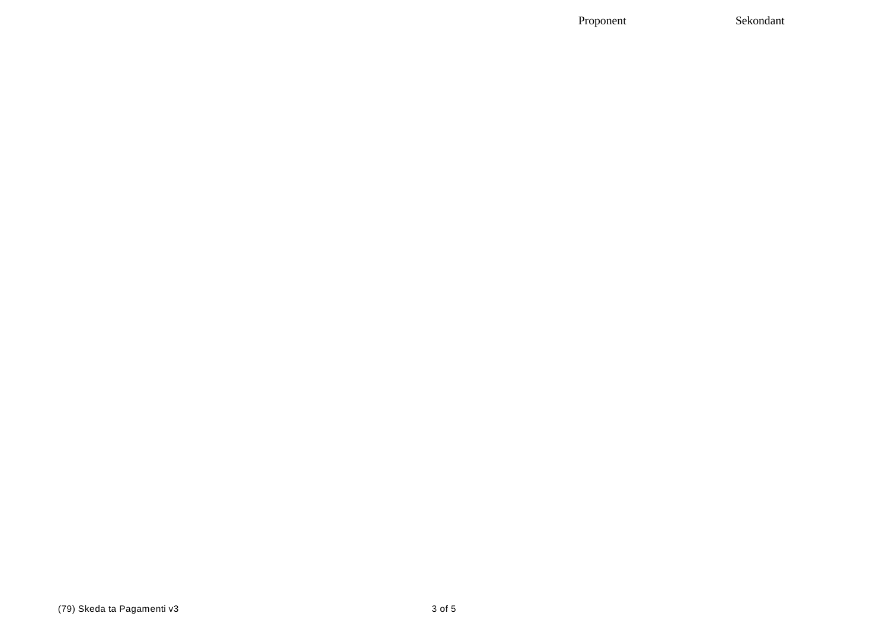| Proponent | Sekondant |
| --- | --- |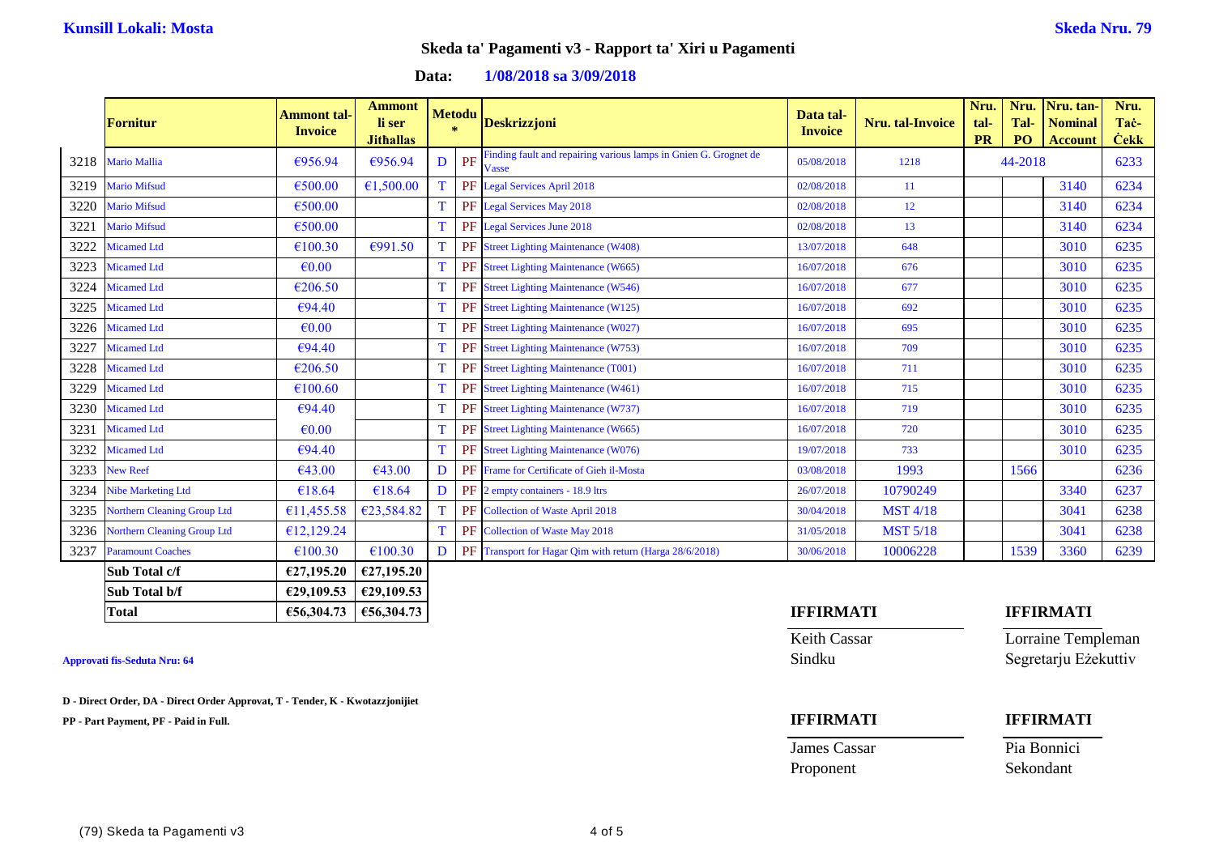**Kunsill Lokali: Mosta** **Skeda Nru. 79**

## Skeda ta' Pagamenti v3 - Rapport ta' Xiri u Pagamenti

**Data: 1/08/2018 sa 3/09/2018**

| | Fornitur | Ammont tal-Invoice | Ammont li ser Jithallas | Metodu * | | Deskrizzjoni | Data tal-Invoice | Nru. tal-Invoice | Nru. tal-PR | Nru. Tal-PO | Nru. tan-Nominal Account | Nru. Taċ-Ċekk |
|---|---|---|---|---|---|---|---|---|---|---|---|---|
| 3218 | Mario Mallia | €956.94 | €956.94 | D | PF | Finding fault and repairing various lamps in Gnien G. Grognet de Vasse | 05/08/2018 | 1218 | 44-2018 | | | 6233 |
| 3219 | Mario Mifsud | €500.00 | €1,500.00 | T | PF | Legal Services April 2018 | 02/08/2018 | 11 | | | 3140 | 6234 |
| 3220 | Mario Mifsud | €500.00 | | T | PF | Legal Services May 2018 | 02/08/2018 | 12 | | | 3140 | 6234 |
| 3221 | Mario Mifsud | €500.00 | | T | PF | Legal Services June 2018 | 02/08/2018 | 13 | | | 3140 | 6234 |
| 3222 | Micamed Ltd | €100.30 | €991.50 | T | PF | Street Lighting Maintenance (W408) | 13/07/2018 | 648 | | | 3010 | 6235 |
| 3223 | Micamed Ltd | €0.00 | | T | PF | Street Lighting Maintenance (W665) | 16/07/2018 | 676 | | | 3010 | 6235 |
| 3224 | Micamed Ltd | €206.50 | | T | PF | Street Lighting Maintenance (W546) | 16/07/2018 | 677 | | | 3010 | 6235 |
| 3225 | Micamed Ltd | €94.40 | | T | PF | Street Lighting Maintenance (W125) | 16/07/2018 | 692 | | | 3010 | 6235 |
| 3226 | Micamed Ltd | €0.00 | | T | PF | Street Lighting Maintenance (W027) | 16/07/2018 | 695 | | | 3010 | 6235 |
| 3227 | Micamed Ltd | €94.40 | | T | PF | Street Lighting Maintenance (W753) | 16/07/2018 | 709 | | | 3010 | 6235 |
| 3228 | Micamed Ltd | €206.50 | | T | PF | Street Lighting Maintenance (T001) | 16/07/2018 | 711 | | | 3010 | 6235 |
| 3229 | Micamed Ltd | €100.60 | | T | PF | Street Lighting Maintenance (W461) | 16/07/2018 | 715 | | | 3010 | 6235 |
| 3230 | Micamed Ltd | €94.40 | | T | PF | Street Lighting Maintenance (W737) | 16/07/2018 | 719 | | | 3010 | 6235 |
| 3231 | Micamed Ltd | €0.00 | | T | PF | Street Lighting Maintenance (W665) | 16/07/2018 | 720 | | | 3010 | 6235 |
| 3232 | Micamed Ltd | €94.40 | | T | PF | Street Lighting Maintenance (W076) | 19/07/2018 | 733 | | | 3010 | 6235 |
| 3233 | New Reef | €43.00 | €43.00 | D | PF | Frame for Certificate of Gieh il-Mosta | 03/08/2018 | 1993 | | 1566 | | 6236 |
| 3234 | Nibe Marketing Ltd | €18.64 | €18.64 | D | PF | 2 empty containers - 18.9 ltrs | 26/07/2018 | 10790249 | | | 3340 | 6237 |
| 3235 | Northern Cleaning Group Ltd | €11,455.58 | €23,584.82 | T | PF | Collection of Waste April 2018 | 30/04/2018 | MST 4/18 | | | 3041 | 6238 |
| 3236 | Northern Cleaning Group Ltd | €12,129.24 | | T | PF | Collection of Waste May 2018 | 31/05/2018 | MST 5/18 | | | 3041 | 6238 |
| 3237 | Paramount Coaches | €100.30 | €100.30 | D | PF | Transport for Hagar Qim with return (Harga 28/6/2018) | 30/06/2018 | 10006228 | | 1539 | 3360 | 6239 |
| | **Sub Total c/f** | **€27,195.20** | **€27,195.20** | | | | | | | | | |
| | **Sub Total b/f** | **€29,109.53** | **€29,109.53** | | | | | | | | | |
| | **Total** | **€56,304.73** | **€56,304.73** | | | | | | | | | |

**Approvati fis-Seduta Nru: 64**

**D - Direct Order, DA - Direct Order Approvat, T - Tender, K - Kwotazzjonijiet**

**PP - Part Payment, PF - Paid in Full.**

**IFFIRMATI**

Keith Cassar
Sindku

**IFFIRMATI**

Lorraine Templeman
Segretarju Eżekuttiv

**IFFIRMATI**

James Cassar
Proponent

**IFFIRMATI**

Pia Bonnici
Sekondant

(79) Skeda ta Pagamenti v3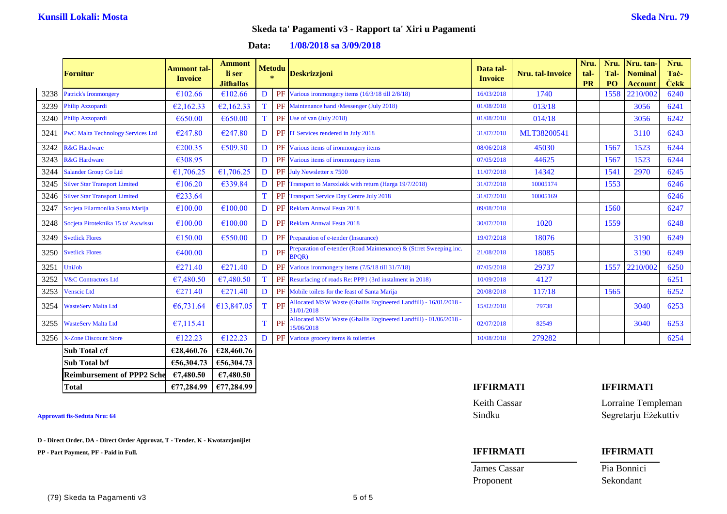**Kunsill Lokali: Mosta**

**Skeda Nru. 79**

## Skeda ta' Pagamenti v3 - Rapport ta' Xiri u Pagamenti

**Data: 1/08/2018 sa 3/09/2018**

| | Fornitur | Ammont tal-Invoice | Ammont li ser Jithallas | Metodu * | | Deskrizzjoni | Data tal-Invoice | Nru. tal-Invoice | Nru. tal-PR | Nru. Tal-PO | Nru. tan-Nominal Account | Nru. Taċ-Ċekk |
|---|---|---|---|---|---|---|---|---|---|---|---|---|
| 3238 | Patrick's Ironmongery | €102.66 | €102.66 | D | PF | Various ironmongery items (16/3/18 till 2/8/18) | 16/03/2018 | 1740 | | 1558 | 2210/002 | 6240 |
| 3239 | Philip Azzopardi | €2,162.33 | €2,162.33 | T | PF | Maintenance hand /Messenger (July 2018) | 01/08/2018 | 013/18 | | | 3056 | 6241 |
| 3240 | Philip Azzopardi | €650.00 | €650.00 | T | PF | Use of van (July 2018) | 01/08/2018 | 014/18 | | | 3056 | 6242 |
| 3241 | PwC Malta Technology Services Ltd | €247.80 | €247.80 | D | PF | IT Services rendered in July 2018 | 31/07/2018 | MLT38200541 | | | 3110 | 6243 |
| 3242 | R&G Hardware | €200.35 | €509.30 | D | PF | Various items of ironmongery items | 08/06/2018 | 45030 | | 1567 | 1523 | 6244 |
| 3243 | R&G Hardware | €308.95 | | D | PF | Various items of ironmongery items | 07/05/2018 | 44625 | | 1567 | 1523 | 6244 |
| 3244 | Salander Group Co Ltd | €1,706.25 | €1,706.25 | D | PF | July Newsletter x 7500 | 11/07/2018 | 14342 | | 1541 | 2970 | 6245 |
| 3245 | Silver Star Transport Limited | €106.20 | €339.84 | D | PF | Transport to Marsxlokk with return (Harga 19/7/2018) | 31/07/2018 | 10005174 | | 1553 | | 6246 |
| 3246 | Silver Star Transport Limited | €233.64 | | T | PF | Transport Service Day Centre July 2018 | 31/07/2018 | 10005169 | | | | 6246 |
| 3247 | Socjeta Filarmonika Santa Marija | €100.00 | €100.00 | D | PF | Reklam Annwal Festa 2018 | 09/08/2018 | | | 1560 | | 6247 |
| 3248 | Socjeta Piroteknika 15 ta' Awwissu | €100.00 | €100.00 | D | PF | Reklam Annwal Festa 2018 | 30/07/2018 | 1020 | | 1559 | | 6248 |
| 3249 | Svetlick Flores | €150.00 | €550.00 | D | PF | Preparation of e-tender (Insurance) | 19/07/2018 | 18076 | | | 3190 | 6249 |
| 3250 | Svetlick Flores | €400.00 | | D | PF | Preparation of e-tender (Road Maintenance) & (Strret Sweeping inc. BPQR) | 21/08/2018 | 18085 | | | 3190 | 6249 |
| 3251 | UniJob | €271.40 | €271.40 | D | PF | Various ironmongery items (7/5/18 till 31/7/18) | 07/05/2018 | 29737 | | 1557 | 2210/002 | 6250 |
| 3252 | V&C Contractors Ltd | €7,480.50 | €7,480.50 | T | PF | Resurfacing of roads Re: PPP1 (3rd instalment in 2018) | 10/09/2018 | 4127 | | | | 6251 |
| 3253 | Venscic Ltd | €271.40 | €271.40 | D | PF | Mobile toilets for the feast of Santa Marija | 20/08/2018 | 117/18 | | 1565 | | 6252 |
| 3254 | WasteServ Malta Ltd | €6,731.64 | €13,847.05 | T | PF | Allocated MSW Waste (Ghallis Engineered Landfill) - 16/01/2018 - 31/01/2018 | 15/02/2018 | 79738 | | | 3040 | 6253 |
| 3255 | WasteServ Malta Ltd | €7,115.41 | | T | PF | Allocated MSW Waste (Ghallis Engineered Landfill) - 01/06/2018 - 15/06/2018 | 02/07/2018 | 82549 | | | 3040 | 6253 |
| 3256 | X-Zone Discount Store | €122.23 | €122.23 | D | PF | Various grocery items & toiletries | 10/08/2018 | 279282 | | | | 6254 |

| | | |
|---|---|---|
| **Sub Total c/f** | **€28,460.76** | **€28,460.76** |
| **Sub Total b/f** | **€56,304.73** | **€56,304.73** |
| **Reimbursement of PPP2 Sche** | **€7,480.50** | **€7,480.50** |
| **Total** | **€77,284.99** | **€77,284.99** |

**Approvati fis-Seduta Nru: 64**

**D - Direct Order, DA - Direct Order Approvat, T - Tender, K - Kwotazzjonijiet**

**PP - Part Payment, PF - Paid in Full.**

**IFFIRMATI**
Keith Cassar
Sindku

**IFFIRMATI**
Lorraine Templeman
Segretarju Eżekuttiv

**IFFIRMATI**
James Cassar
Proponent

**IFFIRMATI**
Pia Bonnici
Sekondant